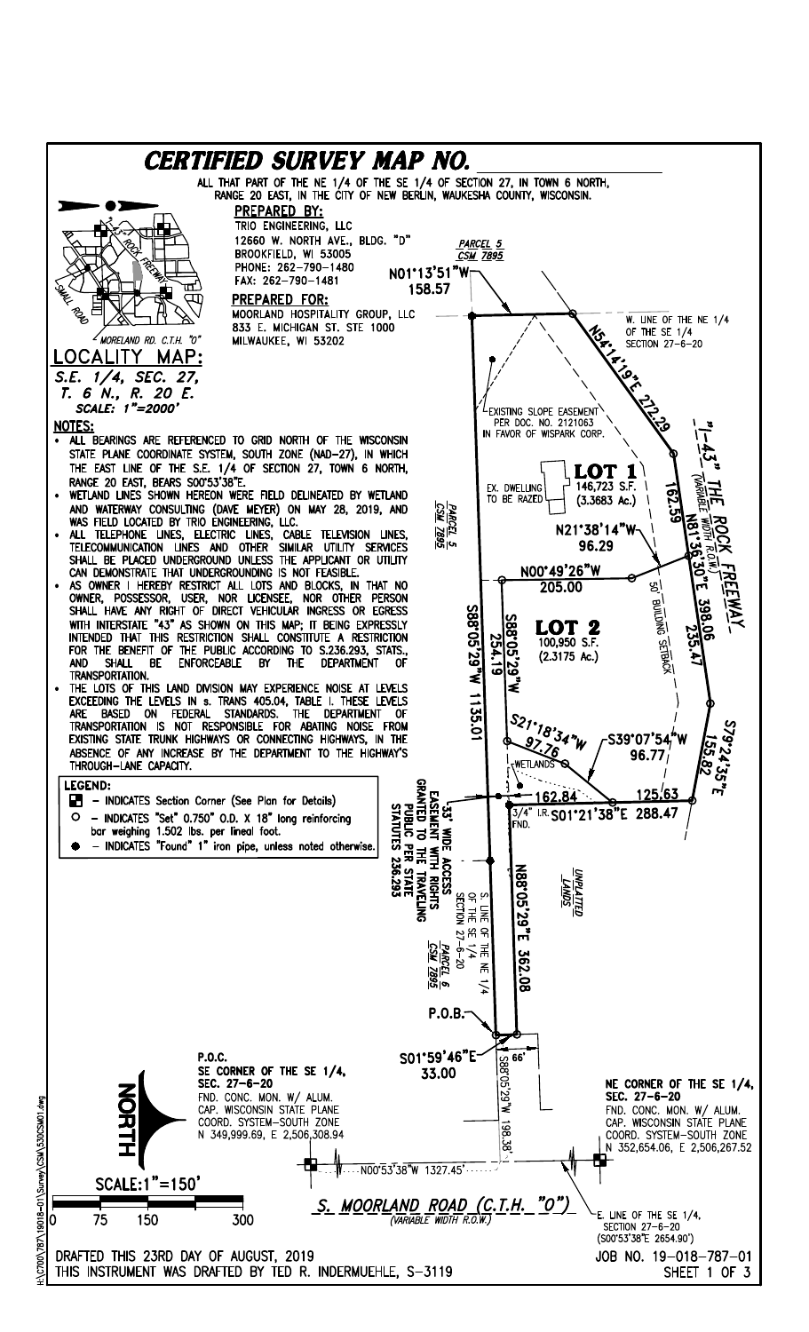# CERTIFIED SURVEY MAP NO. ____________

ALL THAT PART OF THE NE 1/4 OF THE SE 1/4 OF SECTION 27, IN TOWN 6 NORTH, RANGE 20 EAST, IN THE CITY OF NEW BERLIN, WAUKESHA COUNTY, WISCONSIN.

**PREPARED BY:**
TRIO ENGINEERING, LLC
12660 W. NORTH AVE., BLDG. "D"
BROOKFIELD, WI 53005
PHONE: 262-790-1480
FAX: 262-790-1481

**PREPARED FOR:**
MOORLAND HOSPITALITY GROUP, LLC
833 E. MICHIGAN ST. STE 1000
MILWAUKEE, WI 53202

## LOCALITY MAP:

*S.E. 1/4, SEC. 27, T. 6 N., R. 20 E.*
*SCALE: 1"=2000'*

I-43 ROCK FREEWAY
SMALL ROAD
MORELAND RD. C.T.H. "O"

## NOTES:

- ALL BEARINGS ARE REFERENCED TO GRID NORTH OF THE WISCONSIN STATE PLANE COORDINATE SYSTEM, SOUTH ZONE (NAD-27), IN WHICH THE EAST LINE OF THE S.E. 1/4 OF SECTION 27, TOWN 6 NORTH, RANGE 20 EAST, BEARS S00°53'38"E.
- WETLAND LINES SHOWN HEREON WERE FIELD DELINEATED BY WETLAND AND WATERWAY CONSULTING (DAVE MEYER) ON MAY 28, 2019, AND WAS FIELD LOCATED BY TRIO ENGINEERING, LLC.
- ALL TELEPHONE LINES, ELECTRIC LINES, CABLE TELEVISION LINES, TELECOMMUNICATION LINES AND OTHER SIMILAR UTILITY SERVICES SHALL BE PLACED UNDERGROUND UNLESS THE APPLICANT OR UTILITY CAN DEMONSTRATE THAT UNDERGROUNDING IS NOT FEASIBLE.
- AS OWNER I HEREBY RESTRICT ALL LOTS AND BLOCKS, IN THAT NO OWNER, POSSESSOR, USER, NOR LICENSEE, NOR OTHER PERSON SHALL HAVE ANY RIGHT OF DIRECT VEHICULAR INGRESS OR EGRESS WITH INTERSTATE "43" AS SHOWN ON THIS MAP; IT BEING EXPRESSLY INTENDED THAT THIS RESTRICTION SHALL CONSTITUTE A RESTRICTION FOR THE BENEFIT OF THE PUBLIC ACCORDING TO S.236.293, STATS., AND SHALL BE ENFORCEABLE BY THE DEPARTMENT OF TRANSPORTATION.
- THE LOTS OF THIS LAND DIVISION MAY EXPERIENCE NOISE AT LEVELS EXCEEDING THE LEVELS IN s. TRANS 405.04, TABLE I. THESE LEVELS ARE BASED ON FEDERAL STANDARDS. THE DEPARTMENT OF TRANSPORTATION IS NOT RESPONSIBLE FOR ABATING NOISE FROM EXISTING STATE TRUNK HIGHWAYS OR CONNECTING HIGHWAYS, IN THE ABSENCE OF ANY INCREASE BY THE DEPARTMENT TO THE HIGHWAY'S THROUGH-LANE CAPACITY.

## LEGEND:

- ■ – INDICATES Section Corner (See Plan for Details)
- ○ – INDICATES "Set" 0.750" O.D. X 18" long reinforcing bar weighing 1.502 lbs. per lineal foot.
- ● – INDICATES "Found" 1" iron pipe, unless noted otherwise.

PARCEL 5 CSM 7895

N01°13'51"W 158.57

W. LINE OF THE NE 1/4 OF THE SE 1/4 SECTION 27-6-20

N54°14'19"E 272.29

"I-43" THE ROCK FREEWAY (VARIABLE WIDTH R.O.W.)

EXISTING SLOPE EASEMENT PER DOC. NO. 2121063 IN FAVOR OF WISPARK CORP.

**LOT 1**
146,723 S.F.
(3.3683 Ac.)

EX. DWELLING TO BE RAZED

162.59

N21°38'14"W 96.29

N81°36'30"E 398.06

235.47

N00°49'26"W 205.00

50' BUILDING SETBACK

PARCEL 5 CSM 7895

S88°05'29"W 1135.01

S88°05'29"W 254.19

**LOT 2**
100,950 S.F.
(2.3175 Ac.)

S21°18'34"W 97.76

S39°07'54"W 96.77

S79°24'35"E 155.82

WETLANDS

162.84

125.63

3/4" I.R. FND.

S01°21'38"E 288.47

33' WIDE ACCESS EASEMENT WITH RIGHTS GRANTED TO THE TRAVELING PUBLIC PER STATE STATUTES 236.293

S. LINE OF THE NE 1/4 OF THE SE 1/4 SECTION 27-6-20

PARCEL 6 CSM 7895

N88°05'29"E 362.08

UNPLATTED LANDS

P.O.B.

S01°59'46"E 33.00

66'

S88°05'29"W 198.38'

P.O.C.
SE CORNER OF THE SE 1/4, SEC. 27-6-20
FND. CONC. MON. W/ ALUM. CAP. WISCONSIN STATE PLANE COORD. SYSTEM-SOUTH ZONE
N 349,999.69, E 2,506,308.94

NE CORNER OF THE SE 1/4, SEC. 27-6-20
FND. CONC. MON. W/ ALUM. CAP. WISCONSIN STATE PLANE COORD. SYSTEM-SOUTH ZONE
N 352,654.06, E 2,506,267.52

N00°53'38"W 1327.45'

*S. MOORLAND ROAD (C.T.H. "O")*
*(VARIABLE WIDTH R.O.W.)*

E. LINE OF THE SE 1/4, SECTION 27-6-20 (S00°53'38"E 2654.90')

NORTH

SCALE: 1"=150'

0 75 150 300

DRAFTED THIS 23RD DAY OF AUGUST, 2019
THIS INSTRUMENT WAS DRAFTED BY TED R. INDERMUEHLE, S-3119

JOB NO. 19-018-787-01

H:\C700\787\19018-01\Survey\CSM\530CSM01.dwg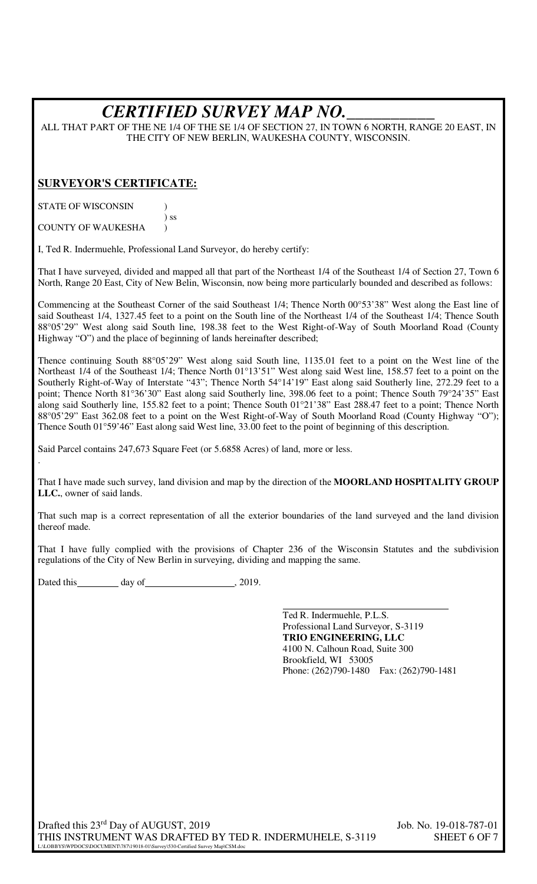# *CERTIFIED SURVEY MAP NO.____________*

ALL THAT PART OF THE NE 1/4 OF THE SE 1/4 OF SECTION 27, IN TOWN 6 NORTH, RANGE 20 EAST, IN THE CITY OF NEW BERLIN, WAUKESHA COUNTY, WISCONSIN.

## SURVEYOR'S CERTIFICATE:

STATE OF WISCONSIN )
) ss
COUNTY OF WAUKESHA )

I, Ted R. Indermuehle, Professional Land Surveyor, do hereby certify:

That I have surveyed, divided and mapped all that part of the Northeast 1/4 of the Southeast 1/4 of Section 27, Town 6 North, Range 20 East, City of New Belin, Wisconsin, now being more particularly bounded and described as follows:

Commencing at the Southeast Corner of the said Southeast 1/4; Thence North 00°53'38" West along the East line of said Southeast 1/4, 1327.45 feet to a point on the South line of the Northeast 1/4 of the Southeast 1/4; Thence South 88°05'29" West along said South line, 198.38 feet to the West Right-of-Way of South Moorland Road (County Highway "O") and the place of beginning of lands hereinafter described;

Thence continuing South 88°05'29" West along said South line, 1135.01 feet to a point on the West line of the Northeast 1/4 of the Southeast 1/4; Thence North 01°13'51" West along said West line, 158.57 feet to a point on the Southerly Right-of-Way of Interstate "43"; Thence North 54°14'19" East along said Southerly line, 272.29 feet to a point; Thence North 81°36'30" East along said Southerly line, 398.06 feet to a point; Thence South 79°24'35" East along said Southerly line, 155.82 feet to a point; Thence South 01°21'38" East 288.47 feet to a point; Thence North 88°05'29" East 362.08 feet to a point on the West Right-of-Way of South Moorland Road (County Highway "O"); Thence South 01°59'46" East along said West line, 33.00 feet to the point of beginning of this description.

Said Parcel contains 247,673 Square Feet (or 5.6858 Acres) of land, more or less.

That I have made such survey, land division and map by the direction of the **MOORLAND HOSPITALITY GROUP LLC.**, owner of said lands.

That such map is a correct representation of all the exterior boundaries of the land surveyed and the land division thereof made.

That I have fully complied with the provisions of Chapter 236 of the Wisconsin Statutes and the subdivision regulations of the City of New Berlin in surveying, dividing and mapping the same.

Dated this_________ day of__________________, 2019.

Ted R. Indermuehle, P.L.S.
Professional Land Surveyor, S-3119
**TRIO ENGINEERING, LLC**
4100 N. Calhoun Road, Suite 300
Brookfield, WI 53005
Phone: (262)790-1480 Fax: (262)790-1481

Drafted this 23rd Day of AUGUST, 2019
THIS INSTRUMENT WAS DRAFTED BY TED R. INDERMUHELE, S-3119

Job. No. 19-018-787-01
SHEET 6 OF 7

L:\LOBBYS\WPDOCS\DOCUMENT\787\19018-01\Survey\530-Certified Survey Map\CSM.doc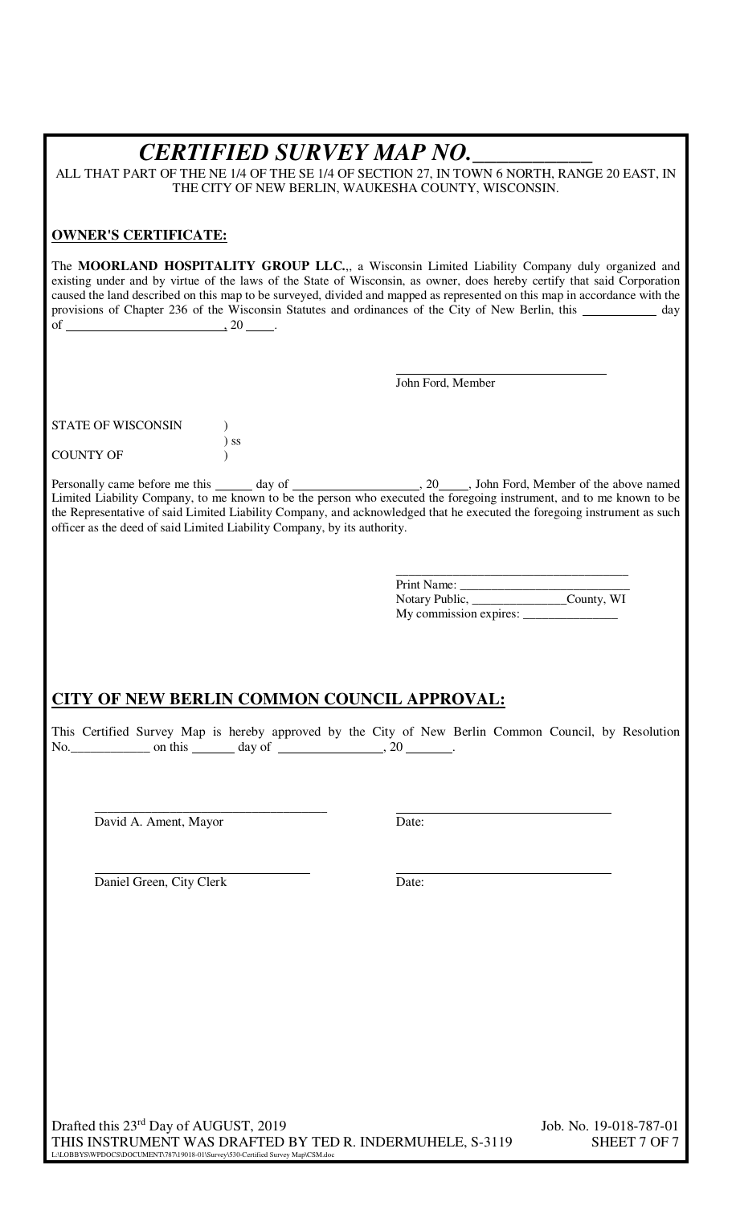# *CERTIFIED SURVEY MAP NO.___________*

ALL THAT PART OF THE NE 1/4 OF THE SE 1/4 OF SECTION 27, IN TOWN 6 NORTH, RANGE 20 EAST, IN THE CITY OF NEW BERLIN, WAUKESHA COUNTY, WISCONSIN.

**OWNER'S CERTIFICATE:**

The **MOORLAND HOSPITALITY GROUP LLC.**,, a Wisconsin Limited Liability Company duly organized and existing under and by virtue of the laws of the State of Wisconsin, as owner, does hereby certify that said Corporation caused the land described on this map to be surveyed, divided and mapped as represented on this map in accordance with the provisions of Chapter 236 of the Wisconsin Statutes and ordinances of the City of New Berlin, this ___________ day of ________________________, 20 ____.

______________________________
John Ford, Member

STATE OF WISCONSIN )
) ss
COUNTY OF )

Personally came before me this ______ day of __________________, 20____, John Ford, Member of the above named Limited Liability Company, to me known to be the person who executed the foregoing instrument, and to me known to be the Representative of said Limited Liability Company, and acknowledged that he executed the foregoing instrument as such officer as the deed of said Limited Liability Company, by its authority.

______________________________
Print Name: ______________________
Notary Public, ______________County, WI
My commission expires: ______________

**CITY OF NEW BERLIN COMMON COUNCIL APPROVAL:**

This Certified Survey Map is hereby approved by the City of New Berlin Common Council, by Resolution No.____________ on this _______ day of ________________, 20 _______.

______________________________ ______________________________
David A. Ament, Mayor Date:

______________________________ ______________________________
Daniel Green, City Clerk Date:

Drafted this 23rd Day of AUGUST, 2019
THIS INSTRUMENT WAS DRAFTED BY TED R. INDERMUHELE, S-3119

Job. No. 19-018-787-01
SHEET 7 OF 7

L:\LOBBYS\WPDOCS\DOCUMENT\787\19018-01\Survey\530-Certified Survey Map\CSM.doc